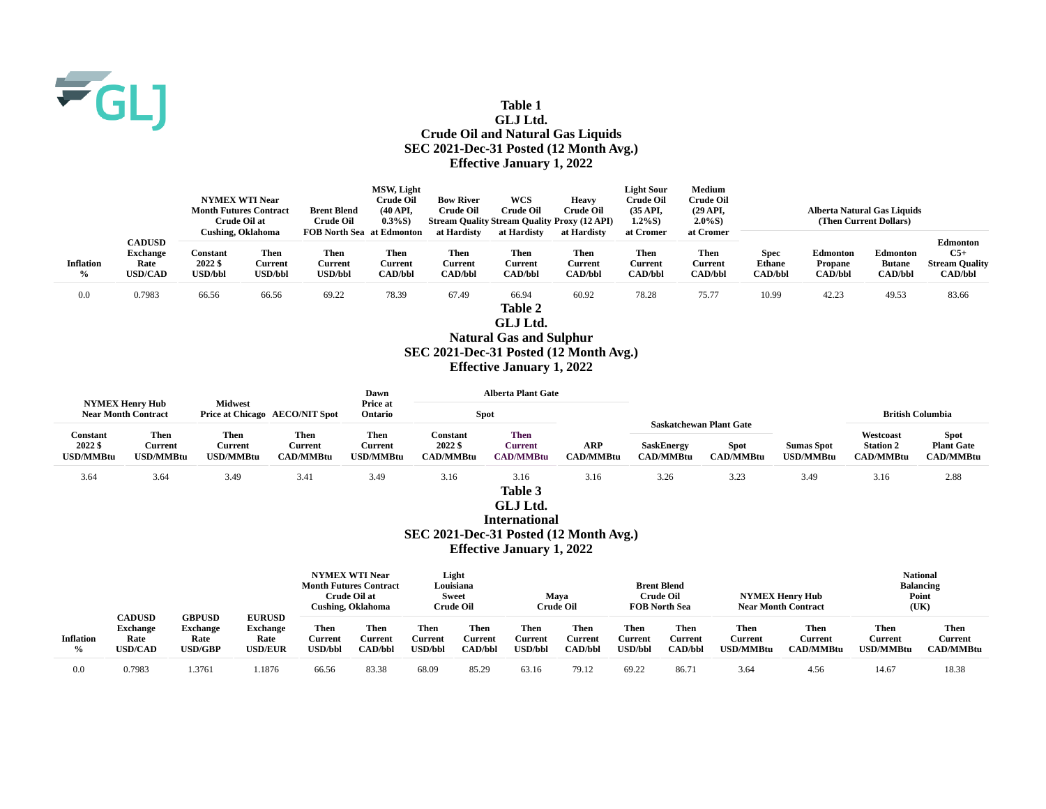# Table 1
## GLJ Ltd.
## Crude Oil and Natural Gas Liquids
## SEC 2021-Dec-31 Posted (12 Month Avg.)
## Effective January 1, 2022

| | | NYMEX WTI Near Month Futures Contract Crude Oil at Cushing, Oklahoma | | Brent Blend Crude Oil FOB North Sea | MSW, Light Crude Oil (40 API, 0.3%S) at Edmonton | Bow River Crude Oil Stream Quality at Hardisty | WCS Crude Oil Stream Quality at Hardisty | Heavy Crude Oil Proxy (12 API) at Hardisty | Light Sour Crude Oil (35 API, 1.2%S) at Cromer | Medium Crude Oil (29 API, 2.0%S) at Cromer | Alberta Natural Gas Liquids (Then Current Dollars) | | | |
|---|---|---|---|---|---|---|---|---|---|---|---|---|---|---|
| Inflation % | CADUSD Exchange Rate USD/CAD | Constant 2022 $ USD/bbl | Then Current USD/bbl | Then Current USD/bbl | Then Current CAD/bbl | Then Current CAD/bbl | Then Current CAD/bbl | Then Current CAD/bbl | Then Current CAD/bbl | Then Current CAD/bbl | Spec Ethane CAD/bbl | Edmonton Propane CAD/bbl | Edmonton Butane CAD/bbl | Edmonton C5+ Stream Quality CAD/bbl |
| 0.0 | 0.7983 | 66.56 | 66.56 | 69.22 | 78.39 | 67.49 | 66.94 | 60.92 | 78.28 | 75.77 | 10.99 | 42.23 | 49.53 | 83.66 |

# Table 2
## GLJ Ltd.
## Natural Gas and Sulphur
## SEC 2021-Dec-31 Posted (12 Month Avg.)
## Effective January 1, 2022

| NYMEX Henry Hub Near Month Contract | | Midwest Price at Chicago | AECO/NIT Spot | Dawn Price at Ontario | Alberta Plant Gate | | | Saskatchewan Plant Gate | | | British Columbia | |
|---|---|---|---|---|---|---|---|---|---|---|---|---|
| | | | | | Spot | | | | | | | |
| Constant 2022 $ USD/MMBtu | Then Current USD/MMBtu | Then Current USD/MMBtu | Then Current CAD/MMBtu | Then Current USD/MMBtu | Constant 2022 $ CAD/MMBtu | Then Current CAD/MMBtu | ARP CAD/MMBtu | SaskEnergy CAD/MMBtu | Spot CAD/MMBtu | Sumas Spot USD/MMBtu | Westcoast Station 2 CAD/MMBtu | Spot Plant Gate CAD/MMBtu |
| 3.64 | 3.64 | 3.49 | 3.41 | 3.49 | 3.16 | 3.16 | 3.16 | 3.26 | 3.23 | 3.49 | 3.16 | 2.88 |

# Table 3
## GLJ Ltd.
## International
## SEC 2021-Dec-31 Posted (12 Month Avg.)
## Effective January 1, 2022

| | | | | NYMEX WTI Near Month Futures Contract Crude Oil at Cushing, Oklahoma | | Light Louisiana Sweet Crude Oil | | Maya Crude Oil | | Brent Blend Crude Oil FOB North Sea | | NYMEX Henry Hub Near Month Contract | | National Balancing Point (UK) | |
|---|---|---|---|---|---|---|---|---|---|---|---|---|---|---|---|
| Inflation % | CADUSD Exchange Rate USD/CAD | GBPUSD Exchange Rate USD/GBP | EURUSD Exchange Rate USD/EUR | Then Current USD/bbl | Then Current CAD/bbl | Then Current USD/bbl | Then Current CAD/bbl | Then Current USD/bbl | Then Current CAD/bbl | Then Current USD/bbl | Then Current CAD/bbl | Then Current USD/MMBtu | Then Current CAD/MMBtu | Then Current USD/MMBtu | Then Current CAD/MMBtu |
| 0.0 | 0.7983 | 1.3761 | 1.1876 | 66.56 | 83.38 | 68.09 | 85.29 | 63.16 | 79.12 | 69.22 | 86.71 | 3.64 | 4.56 | 14.67 | 18.38 |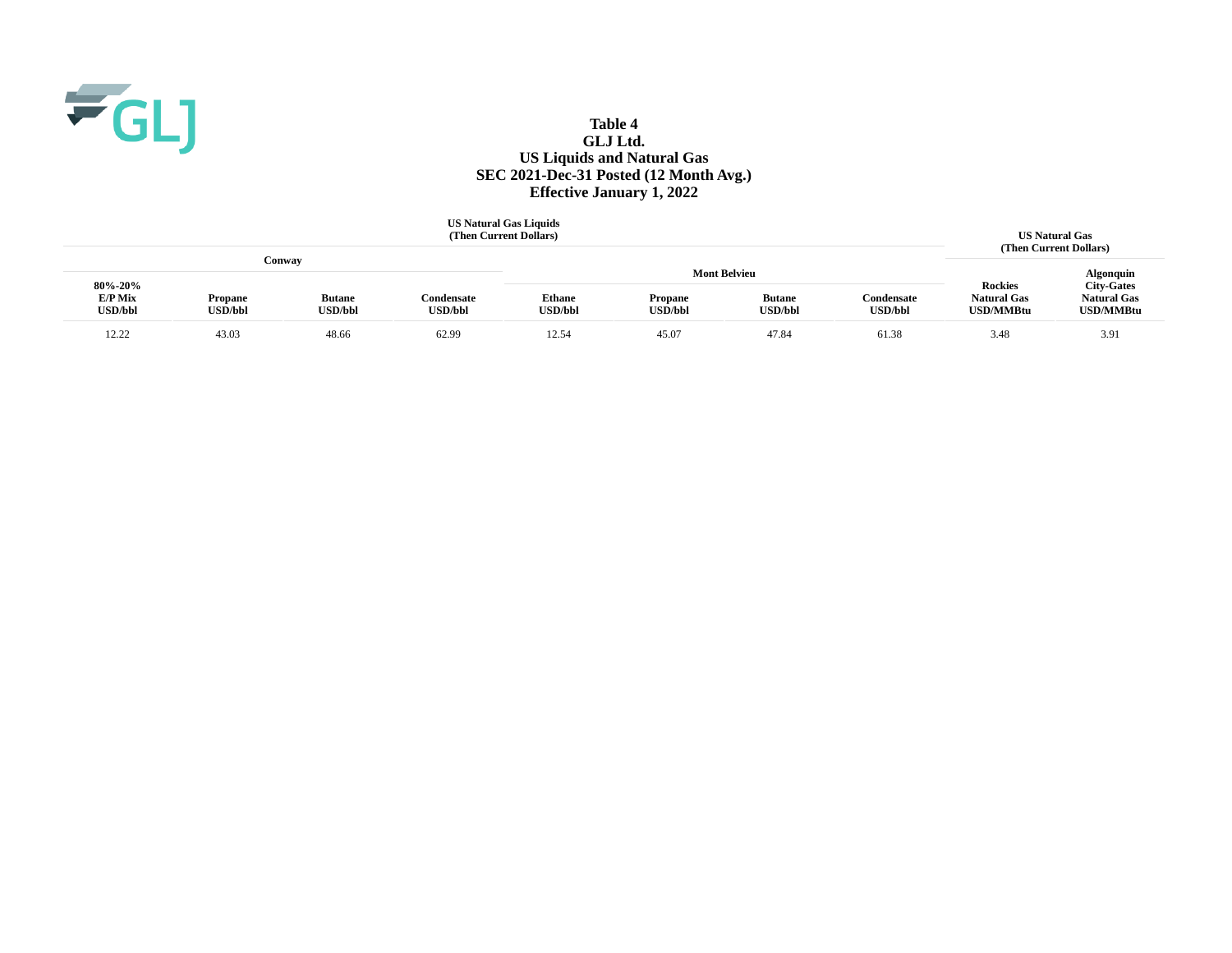**Table 4**
**GLJ Ltd.**
**US Liquids and Natural Gas**
**SEC 2021-Dec-31 Posted (12 Month Avg.)**
**Effective January 1, 2022**

| US Natural Gas Liquids (Then Current Dollars) | | | | | | | | US Natural Gas (Then Current Dollars) | |
|---|---|---|---|---|---|---|---|---|---|
| Conway | | | | Mont Belvieu | | | | | |
| 80%-20% E/P Mix USD/bbl | Propane USD/bbl | Butane USD/bbl | Condensate USD/bbl | Ethane USD/bbl | Propane USD/bbl | Butane USD/bbl | Condensate USD/bbl | Rockies Natural Gas USD/MMBtu | Algonquin City-Gates Natural Gas USD/MMBtu |
| 12.22 | 43.03 | 48.66 | 62.99 | 12.54 | 45.07 | 47.84 | 61.38 | 3.48 | 3.91 |